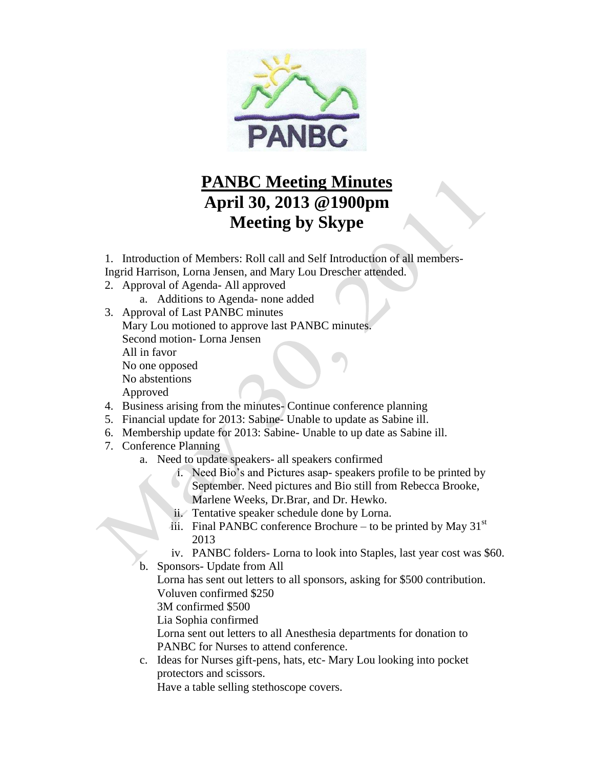# PANBC Meeting Minutes
## April 30, 2013 @1900pm
## Meeting by Skype

1. Introduction of Members: Roll call and Self Introduction of all members- Ingrid Harrison, Lorna Jensen, and Mary Lou Drescher attended.
2. Approval of Agenda- All approved
    a. Additions to Agenda- none added
3. Approval of Last PANBC minutes
   Mary Lou motioned to approve last PANBC minutes.
   Second motion- Lorna Jensen
   All in favor
   No one opposed
   No abstentions
   Approved
4. Business arising from the minutes- Continue conference planning
5. Financial update for 2013: Sabine- Unable to update as Sabine ill.
6. Membership update for 2013: Sabine- Unable to up date as Sabine ill.
7. Conference Planning
    a. Need to update speakers- all speakers confirmed
        i. Need Bio's and Pictures asap- speakers profile to be printed by September. Need pictures and Bio still from Rebecca Brooke, Marlene Weeks, Dr.Brar, and Dr. Hewko.
        ii. Tentative speaker schedule done by Lorna.
        iii. Final PANBC conference Brochure – to be printed by May 31st 2013
        iv. PANBC folders- Lorna to look into Staples, last year cost was $60.
    b. Sponsors- Update from All
       Lorna has sent out letters to all sponsors, asking for $500 contribution.
       Voluven confirmed $250
       3M confirmed $500
       Lia Sophia confirmed
       Lorna sent out letters to all Anesthesia departments for donation to PANBC for Nurses to attend conference.
    c. Ideas for Nurses gift-pens, hats, etc- Mary Lou looking into pocket protectors and scissors.
       Have a table selling stethoscope covers.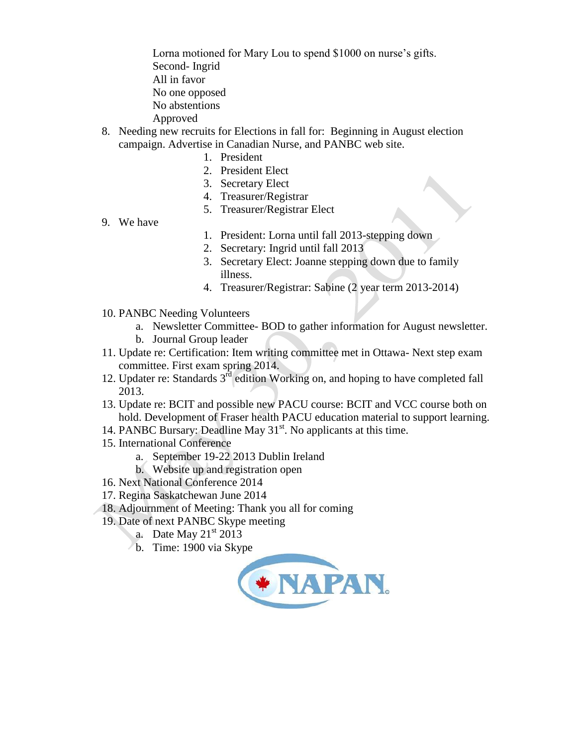Lorna motioned for Mary Lou to spend $1000 on nurse's gifts.
Second- Ingrid
All in favor
No one opposed
No abstentions
Approved

8. Needing new recruits for Elections in fall for: Beginning in August election campaign. Advertise in Canadian Nurse, and PANBC web site.
   1. President
   2. President Elect
   3. Secretary Elect
   4. Treasurer/Registrar
   5. Treasurer/Registrar Elect
9. We have
   1. President: Lorna until fall 2013-stepping down
   2. Secretary: Ingrid until fall 2013
   3. Secretary Elect: Joanne stepping down due to family illness.
   4. Treasurer/Registrar: Sabine (2 year term 2013-2014)
10. PANBC Needing Volunteers
    a. Newsletter Committee- BOD to gather information for August newsletter.
    b. Journal Group leader
11. Update re: Certification: Item writing committee met in Ottawa- Next step exam committee. First exam spring 2014.
12. Updater re: Standards 3rd edition Working on, and hoping to have completed fall 2013.
13. Update re: BCIT and possible new PACU course: BCIT and VCC course both on hold. Development of Fraser health PACU education material to support learning.
14. PANBC Bursary: Deadline May 31st. No applicants at this time.
15. International Conference
    a. September 19-22 2013 Dublin Ireland
    b. Website up and registration open
16. Next National Conference 2014
17. Regina Saskatchewan June 2014
18. Adjournment of Meeting: Thank you all for coming
19. Date of next PANBC Skype meeting
    a. Date May 21st 2013
    b. Time: 1900 via Skype

NAPAN